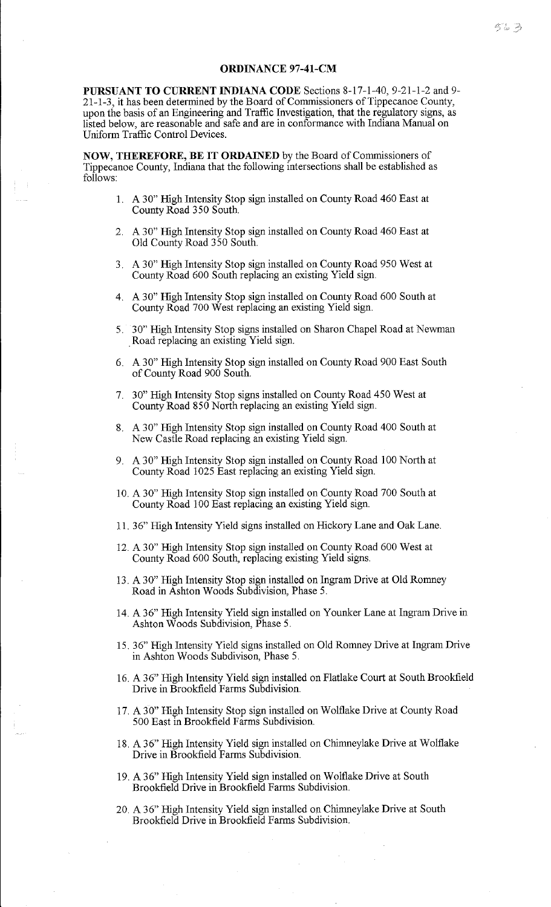# ORDINANCE 97-41-CM

**PURSUANT TO CURRENT INDIANA CODE** Sections 8-17-1-40, 9-21-1-2 and 9-21-1-3, it has been determined by the Board of Commissioners of Tippecanoe County, upon the basis of an Engineering and Traffic Investigation, that the regulatory signs, as listed below, are reasonable and safe and are in conformance with Indiana Manual on Uniform Traffic Control Devices.

**NOW, THEREFORE, BE IT ORDAINED** by the Board of Commissioners of Tippecanoe County, Indiana that the following intersections shall be established as follows:

1. A 30" High Intensity Stop sign installed on County Road 460 East at County Road 350 South.
2. A 30" High Intensity Stop sign installed on County Road 460 East at Old County Road 350 South.
3. A 30" High Intensity Stop sign installed on County Road 950 West at County Road 600 South replacing an existing Yield sign.
4. A 30" High Intensity Stop sign installed on County Road 600 South at County Road 700 West replacing an existing Yield sign.
5. 30" High Intensity Stop signs installed on Sharon Chapel Road at Newman Road replacing an existing Yield sign.
6. A 30" High Intensity Stop sign installed on County Road 900 East South of County Road 900 South.
7. 30" High Intensity Stop signs installed on County Road 450 West at County Road 850 North replacing an existing Yield sign.
8. A 30" High Intensity Stop sign installed on County Road 400 South at New Castle Road replacing an existing Yield sign.
9. A 30" High Intensity Stop sign installed on County Road 100 North at County Road 1025 East replacing an existing Yield sign.
10. A 30" High Intensity Stop sign installed on County Road 700 South at County Road 100 East replacing an existing Yield sign.
11. 36" High Intensity Yield signs installed on Hickory Lane and Oak Lane.
12. A 30" High Intensity Stop sign installed on County Road 600 West at County Road 600 South, replacing existing Yield signs.
13. A 30" High Intensity Stop sign installed on Ingram Drive at Old Romney Road in Ashton Woods Subdivision, Phase 5.
14. A 36" High Intensity Yield sign installed on Younker Lane at Ingram Drive in Ashton Woods Subdivision, Phase 5.
15. 36" High Intensity Yield signs installed on Old Romney Drive at Ingram Drive in Ashton Woods Subdivison, Phase 5.
16. A 36" High Intensity Yield sign installed on Flatlake Court at South Brookfield Drive in Brookfield Farms Subdivision.
17. A 30" High Intensity Stop sign installed on Wolflake Drive at County Road 500 East in Brookfield Farms Subdivision.
18. A 36" High Intensity Yield sign installed on Chimneylake Drive at Wolflake Drive in Brookfield Farms Subdivision.
19. A 36" High Intensity Yield sign installed on Wolflake Drive at South Brookfield Drive in Brookfield Farms Subdivision.
20. A 36" High Intensity Yield sign installed on Chimneylake Drive at South Brookfield Drive in Brookfield Farms Subdivision.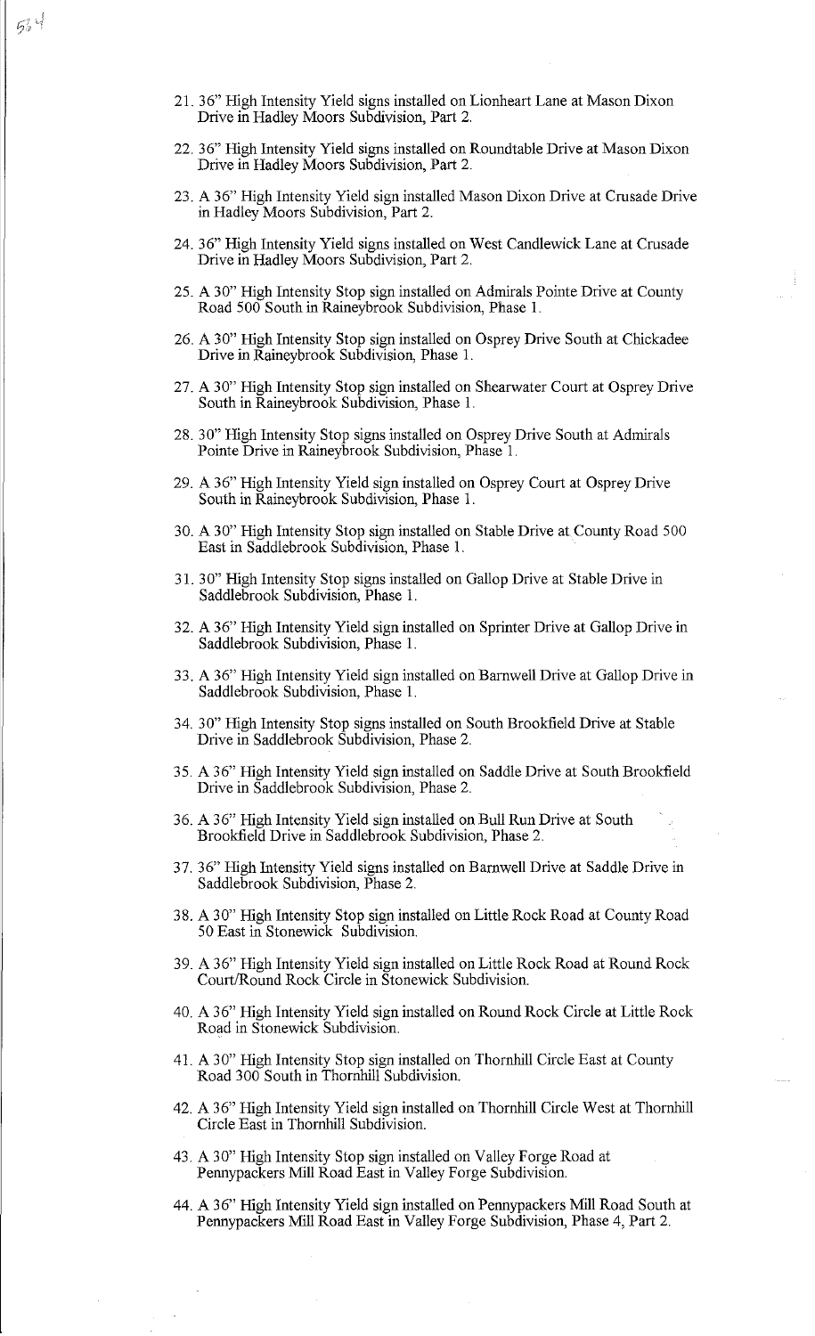21. 36" High Intensity Yield signs installed on Lionheart Lane at Mason Dixon Drive in Hadley Moors Subdivision, Part 2.

22. 36" High Intensity Yield signs installed on Roundtable Drive at Mason Dixon Drive in Hadley Moors Subdivision, Part 2.

23. A 36" High Intensity Yield sign installed Mason Dixon Drive at Crusade Drive in Hadley Moors Subdivision, Part 2.

24. 36" High Intensity Yield signs installed on West Candlewick Lane at Crusade Drive in Hadley Moors Subdivision, Part 2.

25. A 30" High Intensity Stop sign installed on Admirals Pointe Drive at County Road 500 South in Raineybrook Subdivision, Phase 1.

26. A 30" High Intensity Stop sign installed on Osprey Drive South at Chickadee Drive in Raineybrook Subdivision, Phase 1.

27. A 30" High Intensity Stop sign installed on Shearwater Court at Osprey Drive South in Raineybrook Subdivision, Phase 1.

28. 30" High Intensity Stop signs installed on Osprey Drive South at Admirals Pointe Drive in Raineybrook Subdivision, Phase 1.

29. A 36" High Intensity Yield sign installed on Osprey Court at Osprey Drive South in Raineybrook Subdivision, Phase 1.

30. A 30" High Intensity Stop sign installed on Stable Drive at County Road 500 East in Saddlebrook Subdivision, Phase 1.

31. 30" High Intensity Stop signs installed on Gallop Drive at Stable Drive in Saddlebrook Subdivision, Phase 1.

32. A 36" High Intensity Yield sign installed on Sprinter Drive at Gallop Drive in Saddlebrook Subdivision, Phase 1.

33. A 36" High Intensity Yield sign installed on Barnwell Drive at Gallop Drive in Saddlebrook Subdivision, Phase 1.

34. 30" High Intensity Stop signs installed on South Brookfield Drive at Stable Drive in Saddlebrook Subdivision, Phase 2.

35. A 36" High Intensity Yield sign installed on Saddle Drive at South Brookfield Drive in Saddlebrook Subdivision, Phase 2.

36. A 36" High Intensity Yield sign installed on Bull Run Drive at South Brookfield Drive in Saddlebrook Subdivision, Phase 2.

37. 36" High Intensity Yield signs installed on Barnwell Drive at Saddle Drive in Saddlebrook Subdivision, Phase 2.

38. A 30" High Intensity Stop sign installed on Little Rock Road at County Road 50 East in Stonewick Subdivision.

39. A 36" High Intensity Yield sign installed on Little Rock Road at Round Rock Court/Round Rock Circle in Stonewick Subdivision.

40. A 36" High Intensity Yield sign installed on Round Rock Circle at Little Rock Road in Stonewick Subdivision.

41. A 30" High Intensity Stop sign installed on Thornhill Circle East at County Road 300 South in Thornhill Subdivision.

42. A 36" High Intensity Yield sign installed on Thornhill Circle West at Thornhill Circle East in Thornhill Subdivision.

43. A 30" High Intensity Stop sign installed on Valley Forge Road at Pennypackers Mill Road East in Valley Forge Subdivision.

44. A 36" High Intensity Yield sign installed on Pennypackers Mill Road South at Pennypackers Mill Road East in Valley Forge Subdivision, Phase 4, Part 2.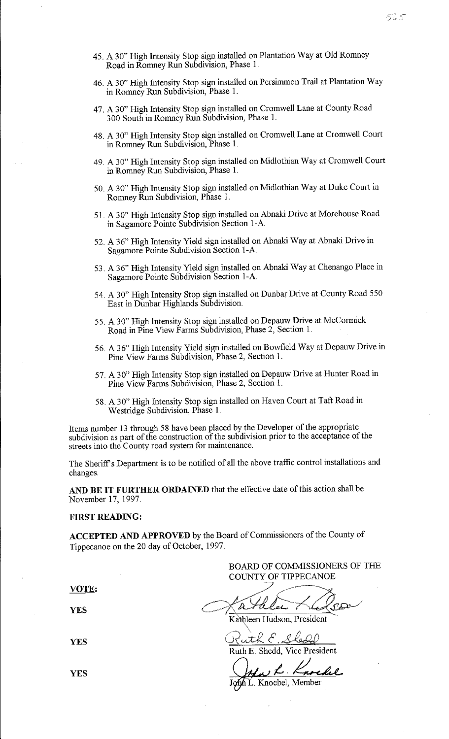45. A 30" High Intensity Stop sign installed on Plantation Way at Old Romney Road in Romney Run Subdivision, Phase 1.

46. A 30" High Intensity Stop sign installed on Persimmon Trail at Plantation Way in Romney Run Subdivision, Phase 1.

47. A 30" High Intensity Stop sign installed on Cromwell Lane at County Road 300 South in Romney Run Subdivision, Phase 1.

48. A 30" High Intensity Stop sign installed on Cromwell Lane at Cromwell Court in Romney Run Subdivision, Phase 1.

49. A 30" High Intensity Stop sign installed on Midlothian Way at Cromwell Court in Romney Run Subdivision, Phase 1.

50. A 30" High Intensity Stop sign installed on Midlothian Way at Duke Court in Romney Run Subdivision, Phase 1.

51. A 30" High Intensity Stop sign installed on Abnaki Drive at Morehouse Road in Sagamore Pointe Subdivision Section 1-A.

52. A 36" High Intensity Yield sign installed on Abnaki Way at Abnaki Drive in Sagamore Pointe Subdivision Section 1-A.

53. A 36" High Intensity Yield sign installed on Abnaki Way at Chenango Place in Sagamore Pointe Subdivision Section 1-A.

54. A 30" High Intensity Stop sign installed on Dunbar Drive at County Road 550 East in Dunbar Highlands Subdivision.

55. A 30" High Intensity Stop sign installed on Depauw Drive at McCormick Road in Pine View Farms Subdivision, Phase 2, Section 1.

56. A 36" High Intensity Yield sign installed on Bowfield Way at Depauw Drive in Pine View Farms Subdivision, Phase 2, Section 1.

57. A 30" High Intensity Stop sign installed on Depauw Drive at Hunter Road in Pine View Farms Subdivision, Phase 2, Section 1.

58. A 30" High Intensity Stop sign installed on Haven Court at Taft Road in Westridge Subdivision, Phase 1.

Items number 13 through 58 have been placed by the Developer of the appropriate subdivision as part of the construction of the subdivision prior to the acceptance of the streets into the County road system for maintenance.

The Sheriff's Department is to be notified of all the above traffic control installations and changes.

**AND BE IT FURTHER ORDAINED** that the effective date of this action shall be November 17, 1997.

**FIRST READING:**

**ACCEPTED AND APPROVED** by the Board of Commissioners of the County of Tippecanoe on the 20 day of October, 1997.

BOARD OF COMMISSIONERS OF THE COUNTY OF TIPPECANOE

**VOTE:**

| Vote | Signature |
|---|---|
| YES | Kathleen Hudson, President |
| YES | Ruth E. Shedd, Vice President |
| YES | John L. Knochel, Member |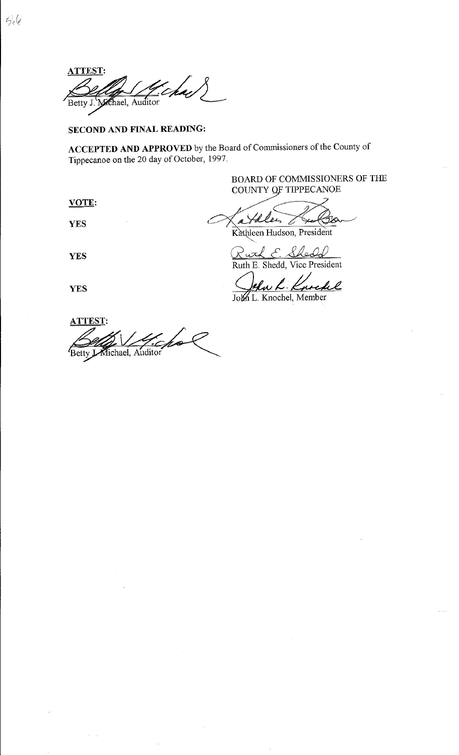**ATTEST:**

Betty J. Michael, Auditor

**SECOND AND FINAL READING:**

**ACCEPTED AND APPROVED** by the Board of Commissioners of the County of Tippecanoe on the 20 day of October, 1997.

BOARD OF COMMISSIONERS OF THE COUNTY OF TIPPECANOE

**VOTE:**

| | |
|---|---|
| YES | Kathleen Hudson, President |
| YES | Ruth E. Shedd, Vice President |
| YES | John L. Knochel, Member |

**ATTEST:**

Betty J. Michael, Auditor